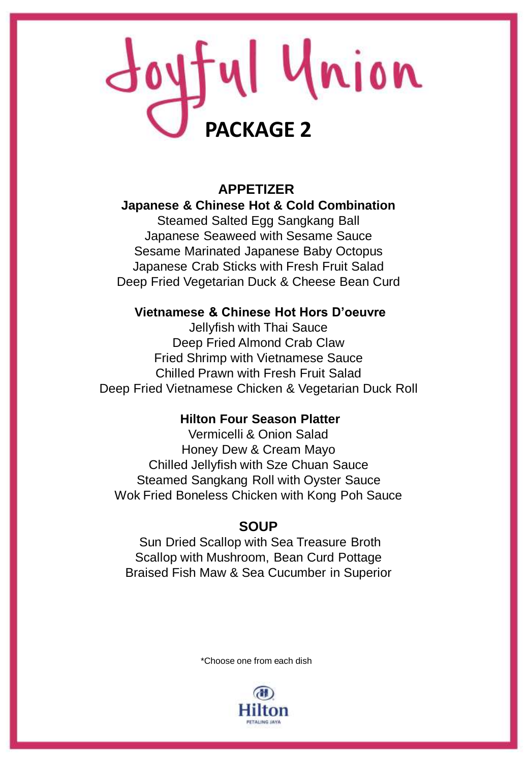# Joyful Union

## PACKAGE 2

### APPETIZER

**Japanese & Chinese Hot & Cold Combination**

Steamed Salted Egg Sangkang Ball
Japanese Seaweed with Sesame Sauce
Sesame Marinated Japanese Baby Octopus
Japanese Crab Sticks with Fresh Fruit Salad
Deep Fried Vegetarian Duck & Cheese Bean Curd

**Vietnamese & Chinese Hot Hors D'oeuvre**

Jellyfish with Thai Sauce
Deep Fried Almond Crab Claw
Fried Shrimp with Vietnamese Sauce
Chilled Prawn with Fresh Fruit Salad
Deep Fried Vietnamese Chicken & Vegetarian Duck Roll

**Hilton Four Season Platter**

Vermicelli & Onion Salad
Honey Dew & Cream Mayo
Chilled Jellyfish with Sze Chuan Sauce
Steamed Sangkang Roll with Oyster Sauce
Wok Fried Boneless Chicken with Kong Poh Sauce

### SOUP

Sun Dried Scallop with Sea Treasure Broth
Scallop with Mushroom, Bean Curd Pottage
Braised Fish Maw & Sea Cucumber in Superior

*Choose one from each dish

Hilton
PETALING JAYA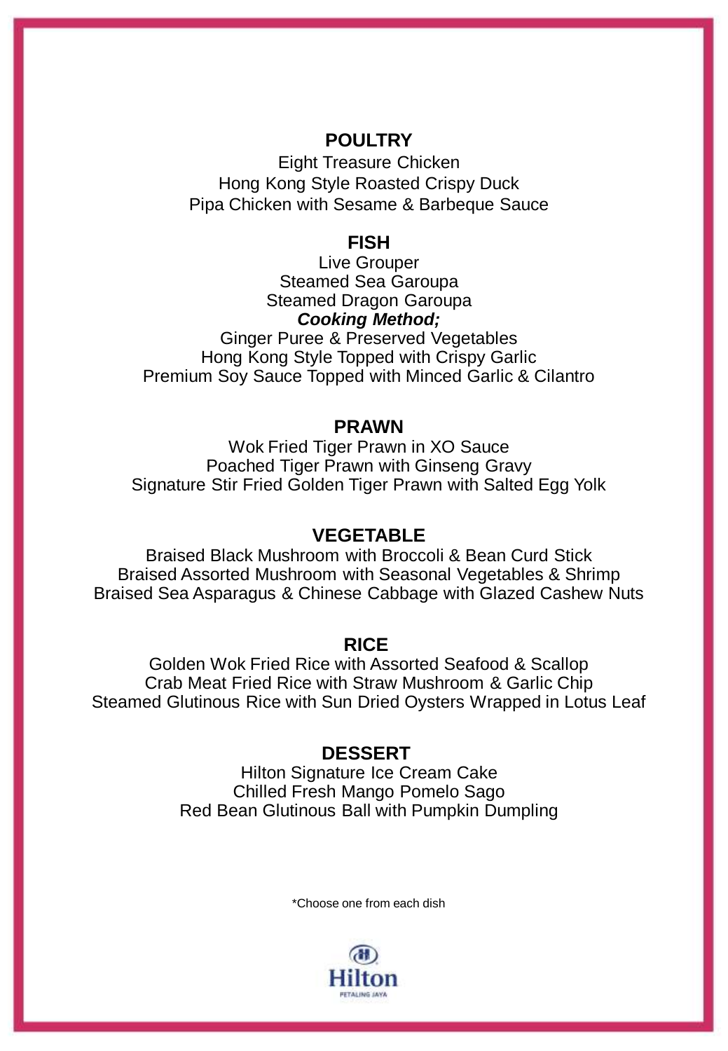## POULTRY

Eight Treasure Chicken
Hong Kong Style Roasted Crispy Duck
Pipa Chicken with Sesame & Barbeque Sauce

## FISH

Live Grouper
Steamed Sea Garoupa
Steamed Dragon Garoupa

***Cooking Method;***

Ginger Puree & Preserved Vegetables
Hong Kong Style Topped with Crispy Garlic
Premium Soy Sauce Topped with Minced Garlic & Cilantro

## PRAWN

Wok Fried Tiger Prawn in XO Sauce
Poached Tiger Prawn with Ginseng Gravy
Signature Stir Fried Golden Tiger Prawn with Salted Egg Yolk

## VEGETABLE

Braised Black Mushroom with Broccoli & Bean Curd Stick
Braised Assorted Mushroom with Seasonal Vegetables & Shrimp
Braised Sea Asparagus & Chinese Cabbage with Glazed Cashew Nuts

## RICE

Golden Wok Fried Rice with Assorted Seafood & Scallop
Crab Meat Fried Rice with Straw Mushroom & Garlic Chip
Steamed Glutinous Rice with Sun Dried Oysters Wrapped in Lotus Leaf

## DESSERT

Hilton Signature Ice Cream Cake
Chilled Fresh Mango Pomelo Sago
Red Bean Glutinous Ball with Pumpkin Dumpling

*Choose one from each dish

Hilton
PETALING JAYA